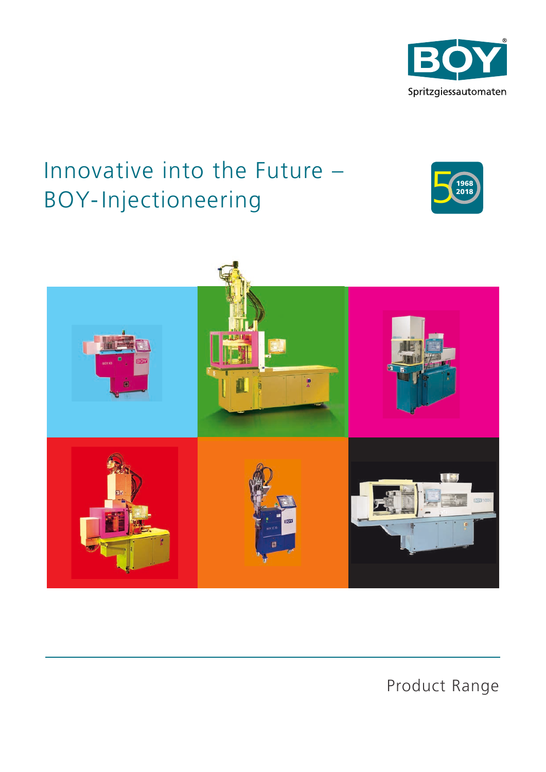BOY

Spritzgiessautomaten

# Innovative into the Future – BOY-Injectioneering

50 1968 2018

Product Range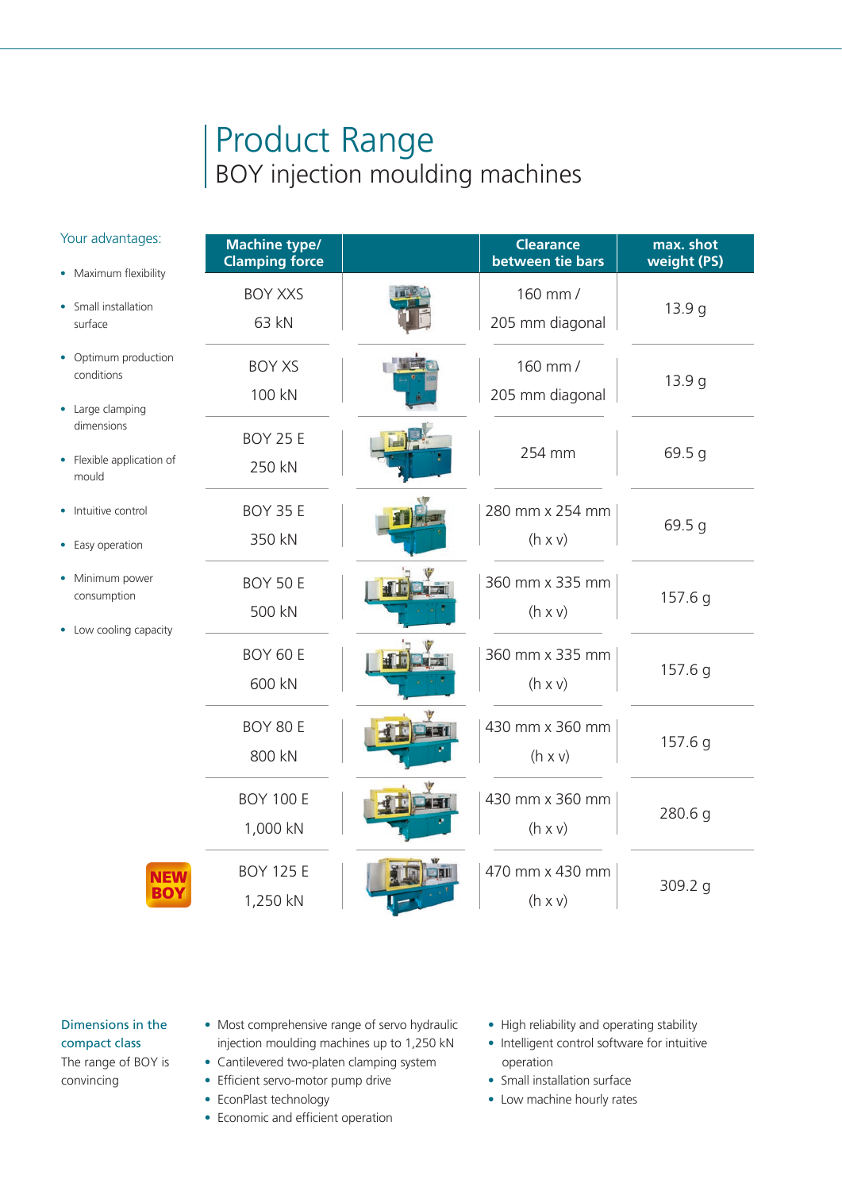# Product Range

## BOY injection moulding machines

Your advantages:

- Maximum flexibility
- Small installation surface
- Optimum production conditions
- Large clamping dimensions
- Flexible application of mould
- Intuitive control
- Easy operation
- Minimum power consumption
- Low cooling capacity

| Machine type/ Clamping force | | Clearance between tie bars | max. shot weight (PS) |
|---|---|---|---|
| BOY XXS 63 kN | | 160 mm / 205 mm diagonal | 13.9 g |
| BOY XS 100 kN | | 160 mm / 205 mm diagonal | 13.9 g |
| BOY 25 E 250 kN | | 254 mm | 69.5 g |
| BOY 35 E 350 kN | | 280 mm x 254 mm (h x v) | 69.5 g |
| BOY 50 E 500 kN | | 360 mm x 335 mm (h x v) | 157.6 g |
| BOY 60 E 600 kN | | 360 mm x 335 mm (h x v) | 157.6 g |
| BOY 80 E 800 kN | | 430 mm x 360 mm (h x v) | 157.6 g |
| BOY 100 E 1,000 kN | | 430 mm x 360 mm (h x v) | 280.6 g |
| NEW BOY: BOY 125 E 1,250 kN | | 470 mm x 430 mm (h x v) | 309.2 g |

Dimensions in the compact class

The range of BOY is convincing

- Most comprehensive range of servo hydraulic injection moulding machines up to 1,250 kN
- Cantilevered two-platen clamping system
- Efficient servo-motor pump drive
- EconPlast technology
- Economic and efficient operation
- High reliability and operating stability
- Intelligent control software for intuitive operation
- Small installation surface
- Low machine hourly rates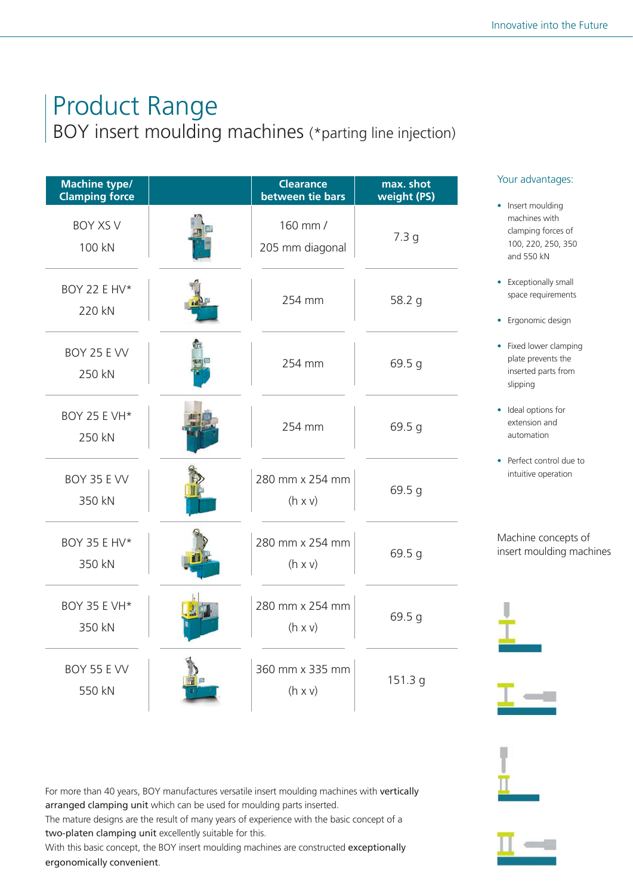# Product Range

## BOY insert moulding machines (*parting line injection)

| Machine type/ Clamping force | | Clearance between tie bars | max. shot weight (PS) |
|---|---|---|---|
| BOY XS V 100 kN | | 160 mm / 205 mm diagonal | 7.3 g |
| BOY 22 E HV* 220 kN | | 254 mm | 58.2 g |
| BOY 25 E VV 250 kN | | 254 mm | 69.5 g |
| BOY 25 E VH* 250 kN | | 254 mm | 69.5 g |
| BOY 35 E VV 350 kN | | 280 mm x 254 mm (h x v) | 69.5 g |
| BOY 35 E HV* 350 kN | | 280 mm x 254 mm (h x v) | 69.5 g |
| BOY 35 E VH* 350 kN | | 280 mm x 254 mm (h x v) | 69.5 g |
| BOY 55 E VV 550 kN | | 360 mm x 335 mm (h x v) | 151.3 g |

For more than 40 years, BOY manufactures versatile insert moulding machines with **vertically arranged clamping unit** which can be used for moulding parts inserted.
The mature designs are the result of many years of experience with the basic concept of a **two-platen clamping unit** excellently suitable for this.
With this basic concept, the BOY insert moulding machines are constructed **exceptionally ergonomically convenient**.

Your advantages:

- Insert moulding machines with clamping forces of 100, 220, 250, 350 and 550 kN
- Exceptionally small space requirements
- Ergonomic design
- Fixed lower clamping plate prevents the inserted parts from slipping
- Ideal options for extension and automation
- Perfect control due to intuitive operation

Machine concepts of insert moulding machines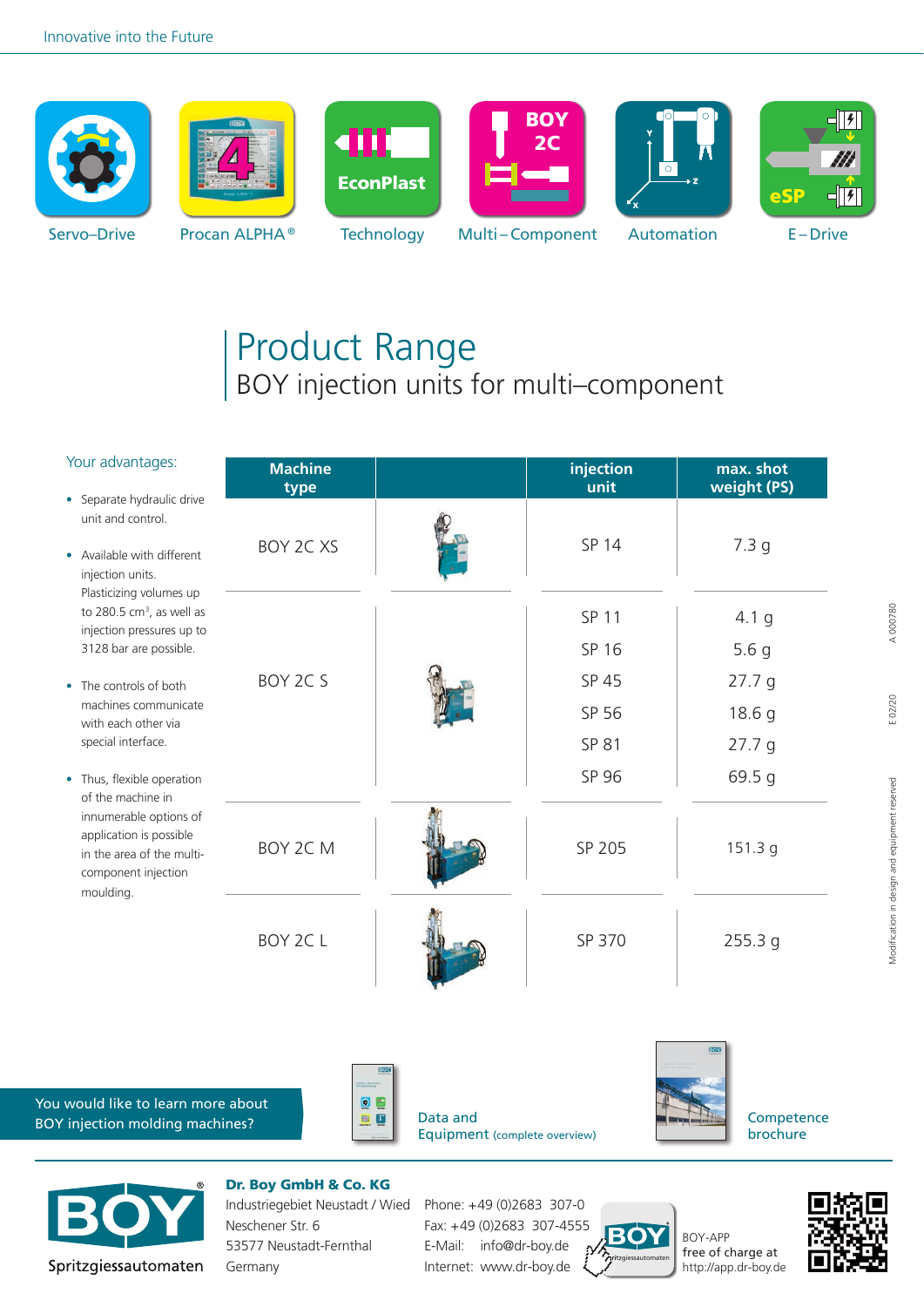Innovative into the Future

Servo–Drive | Procan ALPHA® | EconPlast Technology | Multi–Component | Automation | E–Drive

# Product Range

## BOY injection units for multi–component

Your advantages:

- Separate hydraulic drive unit and control.
- Available with different injection units. Plasticizing volumes up to 280.5 $cm^3$, as well as injection pressures up to 3128 bar are possible.
- The controls of both machines communicate with each other via special interface.
- Thus, flexible operation of the machine in innumerable options of application is possible in the area of the multi-component injection moulding.

| Machine type | | injection unit | max. shot weight (PS) |
|---|---|---|---|
| BOY 2C XS | | SP 14 | 7.3 g |
| BOY 2C S | | SP 11 | 4.1 g |
| | | SP 16 | 5.6 g |
| | | SP 45 | 27.7 g |
| | | SP 56 | 18.6 g |
| | | SP 81 | 27.7 g |
| | | SP 96 | 69.5 g |
| BOY 2C M | | SP 205 | 151.3 g |
| BOY 2C L | | SP 370 | 255.3 g |

A 000780 E 02/20 Modification in design and equipment reserved

You would like to learn more about BOY injection molding machines?

Data and Equipment (complete overview)

Competence brochure

BOY Spritzgiessautomaten

**Dr. Boy GmbH & Co. KG**
Industriegebiet Neustadt / Wied
Neschener Str. 6
53577 Neustadt-Fernthal
Germany

Phone: +49 (0)2683 307-0
Fax: +49 (0)2683 307-4555
E-Mail: info@dr-boy.de
Internet: www.dr-boy.de

BOY-APP
free of charge at
http://app.dr-boy.de